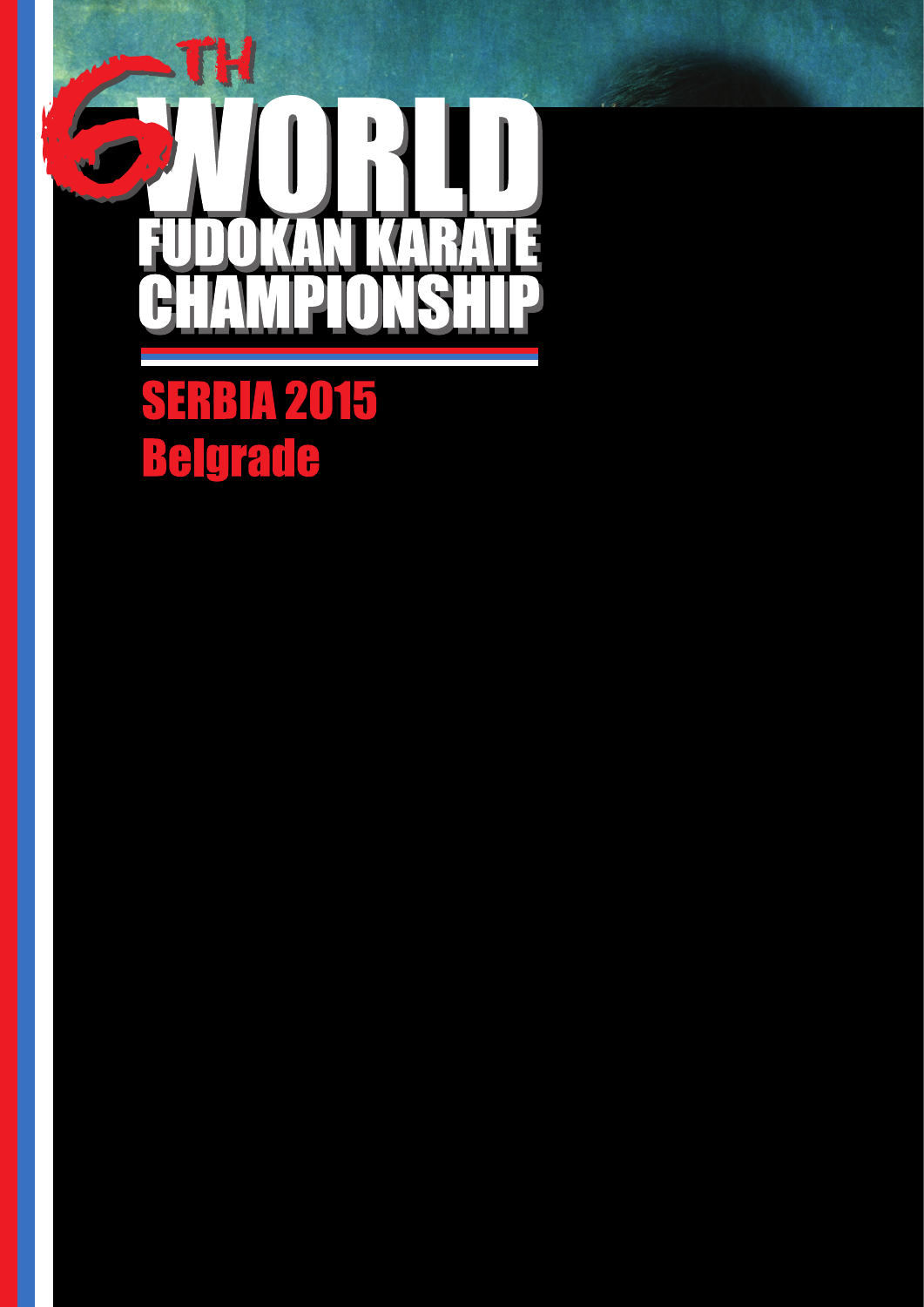# 6TH WORLD FUDOKAN KARATE CHAMPIONSHIP

## SERBIA 2015
## Belgrade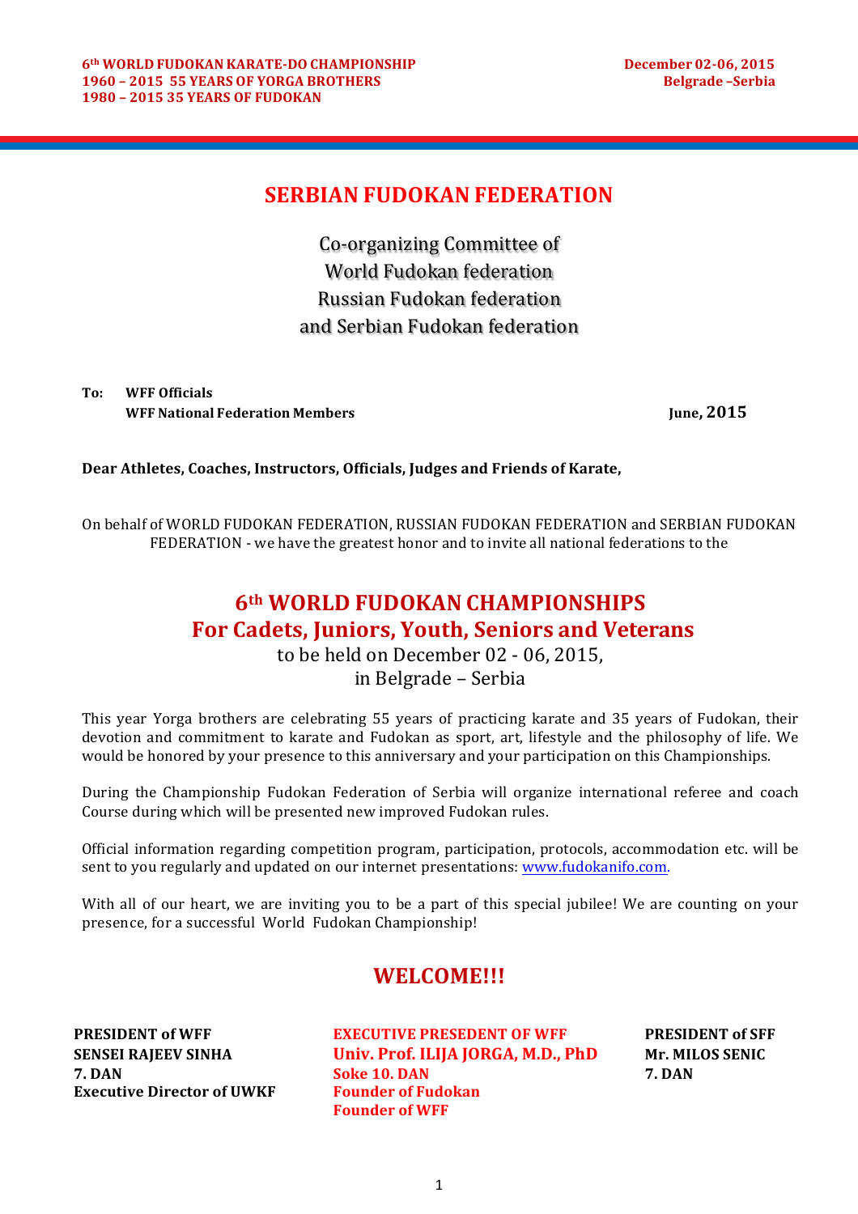**6th WORLD FUDOKAN KARATE-DO CHAMPIONSHIP**
**1960 – 2015 55 YEARS OF YORGA BROTHERS**
**1980 – 2015 35 YEARS OF FUDOKAN**

**December 02-06, 2015**
**Belgrade –Serbia**

# SERBIAN FUDOKAN FEDERATION

Co-organizing Committee of
World Fudokan federation
Russian Fudokan federation
and Serbian Fudokan federation

**To: WFF Officials**
**WFF National Federation Members**

**June, 2015**

**Dear Athletes, Coaches, Instructors, Officials, Judges and Friends of Karate,**

On behalf of WORLD FUDOKAN FEDERATION, RUSSIAN FUDOKAN FEDERATION and SERBIAN FUDOKAN FEDERATION - we have the greatest honor and to invite all national federations to the

## 6th WORLD FUDOKAN CHAMPIONSHIPS
## For Cadets, Juniors, Youth, Seniors and Veterans

to be held on December 02 - 06, 2015,
in Belgrade – Serbia

This year Yorga brothers are celebrating 55 years of practicing karate and 35 years of Fudokan, their devotion and commitment to karate and Fudokan as sport, art, lifestyle and the philosophy of life. We would be honored by your presence to this anniversary and your participation on this Championships.

During the Championship Fudokan Federation of Serbia will organize international referee and coach Course during which will be presented new improved Fudokan rules.

Official information regarding competition program, participation, protocols, accommodation etc. will be sent to you regularly and updated on our internet presentations: www.fudokanifo.com.

With all of our heart, we are inviting you to be a part of this special jubilee! We are counting on your presence, for a successful World Fudokan Championship!

## WELCOME!!!

**PRESIDENT of WFF**
**SENSEI RAJEEV SINHA**
**7. DAN**
**Executive Director of UWKF**

**EXECUTIVE PRESEDENT OF WFF**
**Univ. Prof. ILIJA JORGA, M.D., PhD**
**Soke 10. DAN**
**Founder of Fudokan**
**Founder of WFF**

**PRESIDENT of SFF**
**Mr. MILOS SENIC**
**7. DAN**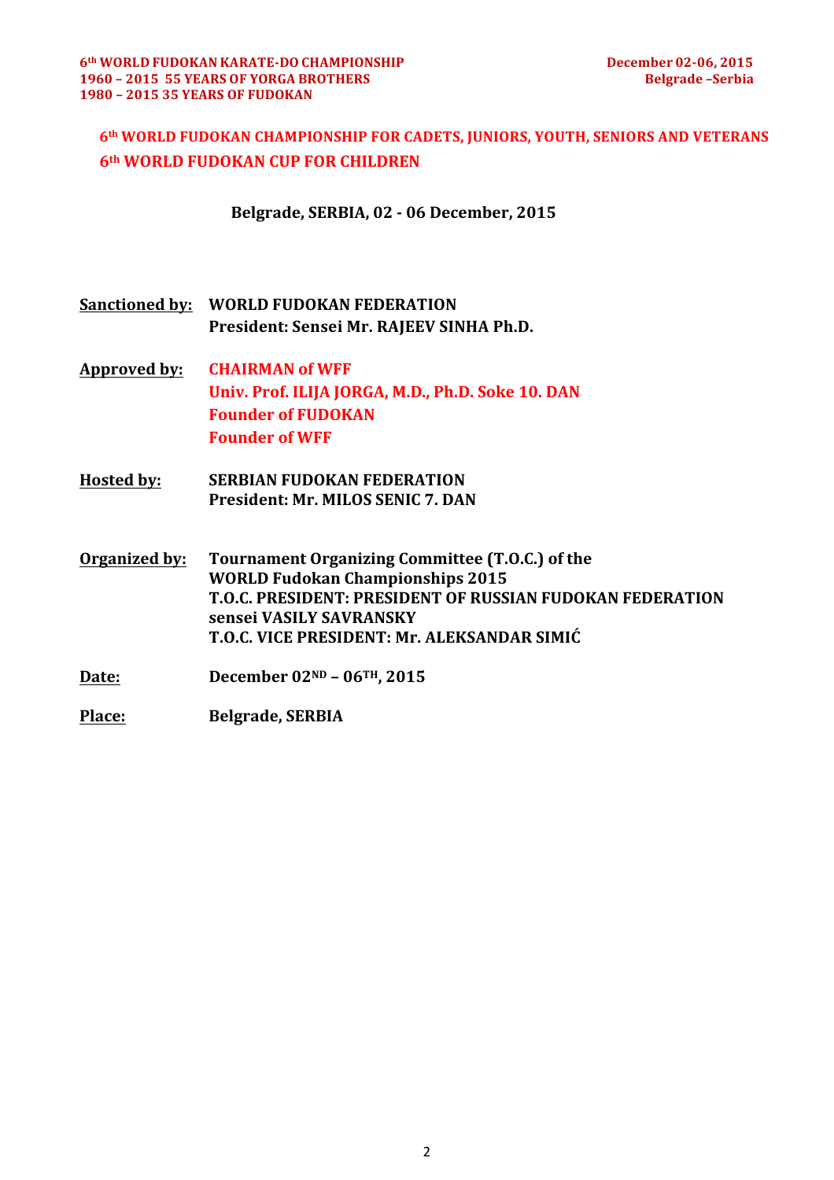## 6th WORLD FUDOKAN CHAMPIONSHIP FOR CADETS, JUNIORS, YOUTH, SENIORS AND VETERANS
## 6th WORLD FUDOKAN CUP FOR CHILDREN

**Belgrade, SERBIA, 02 - 06 December, 2015**

**Sanctioned by:** **WORLD FUDOKAN FEDERATION**
**President: Sensei Mr. RAJEEV SINHA Ph.D.**

**Approved by:** **CHAIRMAN of WFF**
**Univ. Prof. ILIJA JORGA, M.D., Ph.D. Soke 10. DAN**
**Founder of FUDOKAN**
**Founder of WFF**

**Hosted by:** **SERBIAN FUDOKAN FEDERATION**
**President: Mr. MILOS SENIC 7. DAN**

**Organized by:** **Tournament Organizing Committee (T.O.C.) of the WORLD Fudokan Championships 2015**
**T.O.C. PRESIDENT: PRESIDENT OF RUSSIAN FUDOKAN FEDERATION sensei VASILY SAVRANSKY**
**T.O.C. VICE PRESIDENT: Mr. ALEKSANDAR SIMIĆ**

**Date:** **December 02ND – 06TH, 2015**

**Place:** **Belgrade, SERBIA**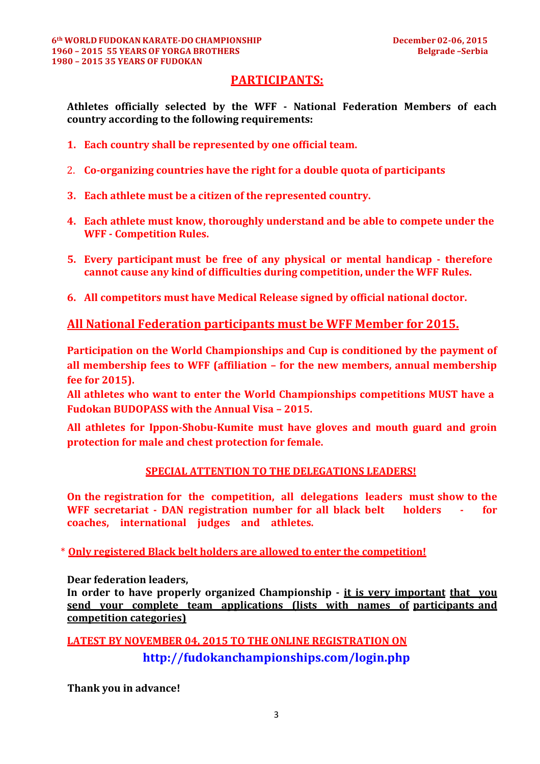## PARTICIPANTS:

**Athletes officially selected by the WFF - National Federation Members of each country according to the following requirements:**

1. **Each country shall be represented by one official team.**
2. **Co-organizing countries have the right for a double quota of participants**
3. **Each athlete must be a citizen of the represented country.**
4. **Each athlete must know, thoroughly understand and be able to compete under the WFF - Competition Rules.**
5. **Every participant must be free of any physical or mental handicap - therefore cannot cause any kind of difficulties during competition, under the WFF Rules.**
6. **All competitors must have Medical Release signed by official national doctor.**

### All National Federation participants must be WFF Member for 2015.

**Participation on the World Championships and Cup is conditioned by the payment of all membership fees to WFF (affiliation – for the new members, annual membership fee for 2015).**

**All athletes who want to enter the World Championships competitions MUST have a Fudokan BUDOPASS with the Annual Visa – 2015.**

**All athletes for Ippon-Shobu-Kumite must have gloves and mouth guard and groin protection for male and chest protection for female.**

### SPECIAL ATTENTION TO THE DELEGATIONS LEADERS!

**On the registration for the competition, all delegations leaders must show to the WFF secretariat - DAN registration number for all black belt holders - for coaches, international judges and athletes.**

\* **Only registered Black belt holders are allowed to enter the competition!**

**Dear federation leaders,**

**In order to have properly organized Championship - it is very important that you send your complete team applications (lists with names of participants and competition categories)**

**LATEST BY NOVEMBER 04, 2015 TO THE ONLINE REGISTRATION ON**

**http://fudokanchampionships.com/login.php**

**Thank you in advance!**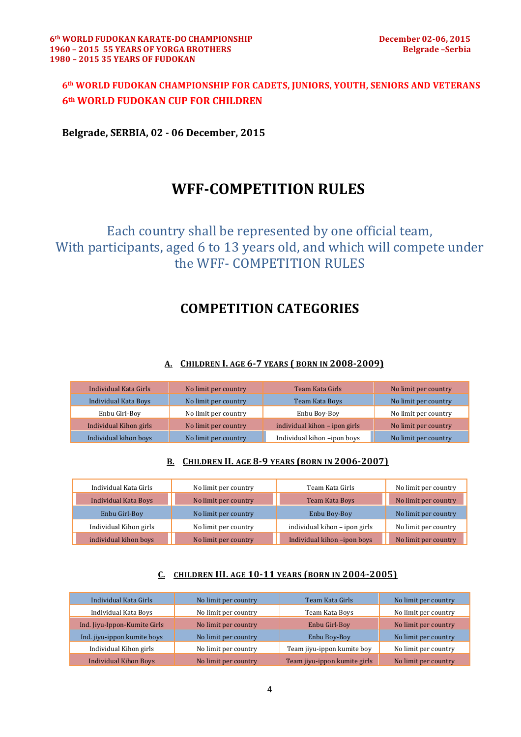# 6th WORLD FUDOKAN CHAMPIONSHIP FOR CADETS, JUNIORS, YOUTH, SENIORS AND VETERANS

# 6th WORLD FUDOKAN CUP FOR CHILDREN

**Belgrade, SERBIA, 02 - 06 December, 2015**

# WFF-COMPETITION RULES

Each country shall be represented by one official team,
With participants, aged 6 to 13 years old, and which will compete under the WFF- COMPETITION RULES

## COMPETITION CATEGORIES

### A. CHILDREN I. AGE 6-7 YEARS ( BORN IN 2008-2009)

| Individual Kata Girls | No limit per country | Team Kata Girls | No limit per country |
|---|---|---|---|
| Individual Kata Boys | No limit per country | Team Kata Boys | No limit per country |
| Enbu Girl-Boy | No limit per country | Enbu Boy-Boy | No limit per country |
| Individual Kihon girls | No limit per country | individual kihon – ipon girls | No limit per country |
| Individual kihon boys | No limit per country | Individual kihon –ipon boys | No limit per country |

### B. CHILDREN II. AGE 8-9 YEARS (BORN IN 2006-2007)

| Individual Kata Girls | No limit per country | Team Kata Girls | No limit per country |
|---|---|---|---|
| Individual Kata Boys | No limit per country | Team Kata Boys | No limit per country |
| Enbu Girl-Boy | No limit per country | Enbu Boy-Boy | No limit per country |
| Individual Kihon girls | No limit per country | individual kihon – ipon girls | No limit per country |
| individual kihon boys | No limit per country | Individual kihon –ipon boys | No limit per country |

### C. CHILDREN III. AGE 10-11 YEARS (BORN IN 2004-2005)

| Individual Kata Girls | No limit per country | Team Kata Girls | No limit per country |
|---|---|---|---|
| Individual Kata Boys | No limit per country | Team Kata Boys | No limit per country |
| Ind. Jiyu-Ippon-Kumite Girls | No limit per country | Enbu Girl-Boy | No limit per country |
| Ind. jiyu-ippon kumite boys | No limit per country | Enbu Boy-Boy | No limit per country |
| Individual Kihon girls | No limit per country | Team jiyu-ippon kumite boy | No limit per country |
| Individual Kihon Boys | No limit per country | Team jiyu-ippon kumite girls | No limit per country |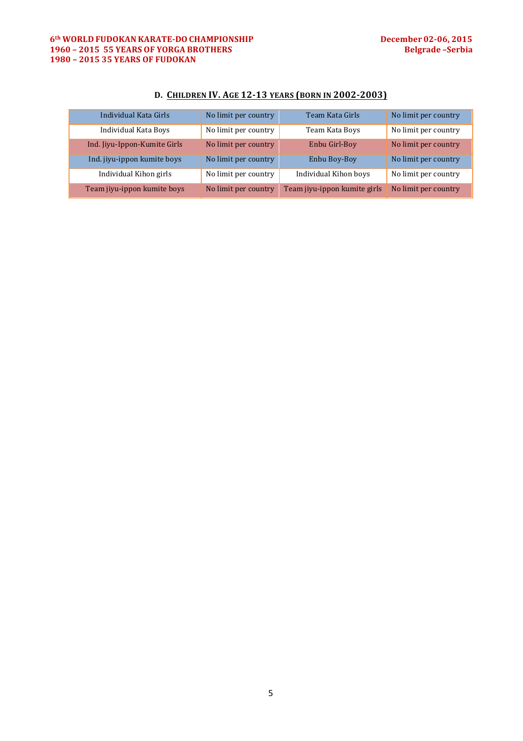### D. CHILDREN IV. AGE 12-13 YEARS (BORN IN 2002-2003)

| Individual Kata Girls | No limit per country | Team Kata Girls | No limit per country |
|---|---|---|---|
| Individual Kata Boys | No limit per country | Team Kata Boys | No limit per country |
| Ind. Jiyu-Ippon-Kumite Girls | No limit per country | Enbu Girl-Boy | No limit per country |
| Ind. jiyu-ippon kumite boys | No limit per country | Enbu Boy-Boy | No limit per country |
| Individual Kihon girls | No limit per country | Individual Kihon boys | No limit per country |
| Team jiyu-ippon kumite boys | No limit per country | Team jiyu-ippon kumite girls | No limit per country |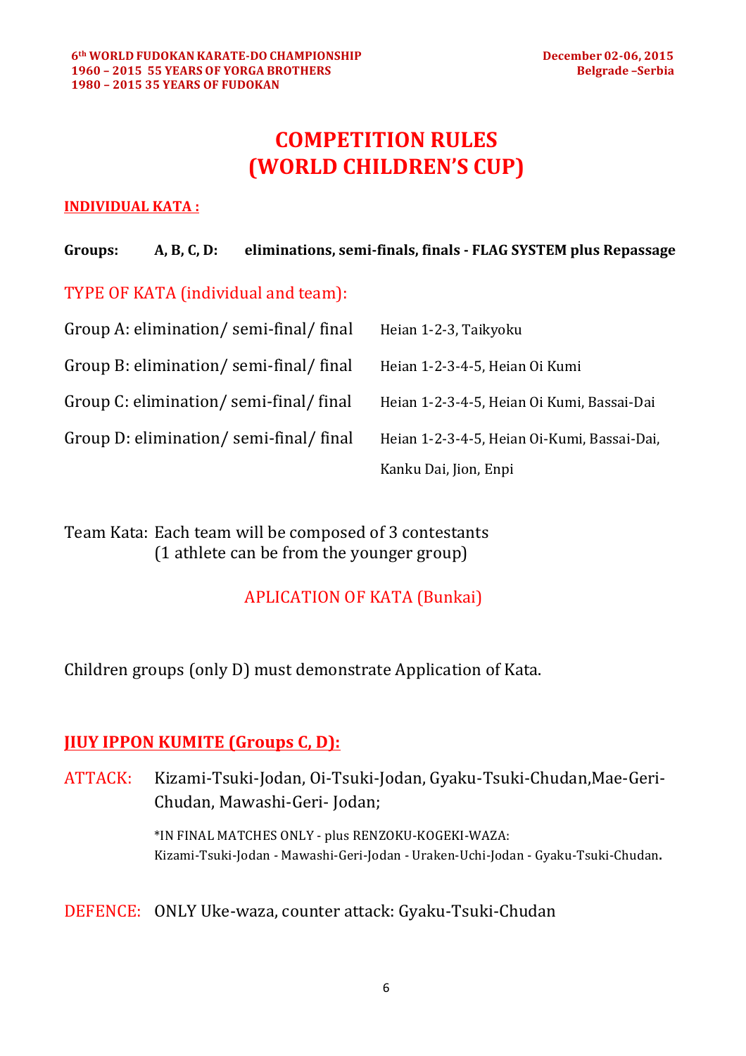# COMPETITION RULES (WORLD CHILDREN'S CUP)

**INDIVIDUAL KATA :**

**Groups: A, B, C, D: eliminations, semi-finals, finals - FLAG SYSTEM plus Repassage**

TYPE OF KATA (individual and team):

| | |
|---|---|
| Group A: elimination/ semi-final/ final | Heian 1-2-3, Taikyoku |
| Group B: elimination/ semi-final/ final | Heian 1-2-3-4-5, Heian Oi Kumi |
| Group C: elimination/ semi-final/ final | Heian 1-2-3-4-5, Heian Oi Kumi, Bassai-Dai |
| Group D: elimination/ semi-final/ final | Heian 1-2-3-4-5, Heian Oi-Kumi, Bassai-Dai, Kanku Dai, Jion, Enpi |

Team Kata: Each team will be composed of 3 contestants (1 athlete can be from the younger group)

APLICATION OF KATA (Bunkai)

Children groups (only D) must demonstrate Application of Kata.

**JIUY IPPON KUMITE (Groups C, D):**

ATTACK: Kizami-Tsuki-Jodan, Oi-Tsuki-Jodan, Gyaku-Tsuki-Chudan,Mae-Geri-Chudan, Mawashi-Geri- Jodan;

*IN FINAL MATCHES ONLY - plus RENZOKU-KOGEKI-WAZA: Kizami-Tsuki-Jodan - Mawashi-Geri-Jodan - Uraken-Uchi-Jodan - Gyaku-Tsuki-Chudan.

DEFENCE: ONLY Uke-waza, counter attack: Gyaku-Tsuki-Chudan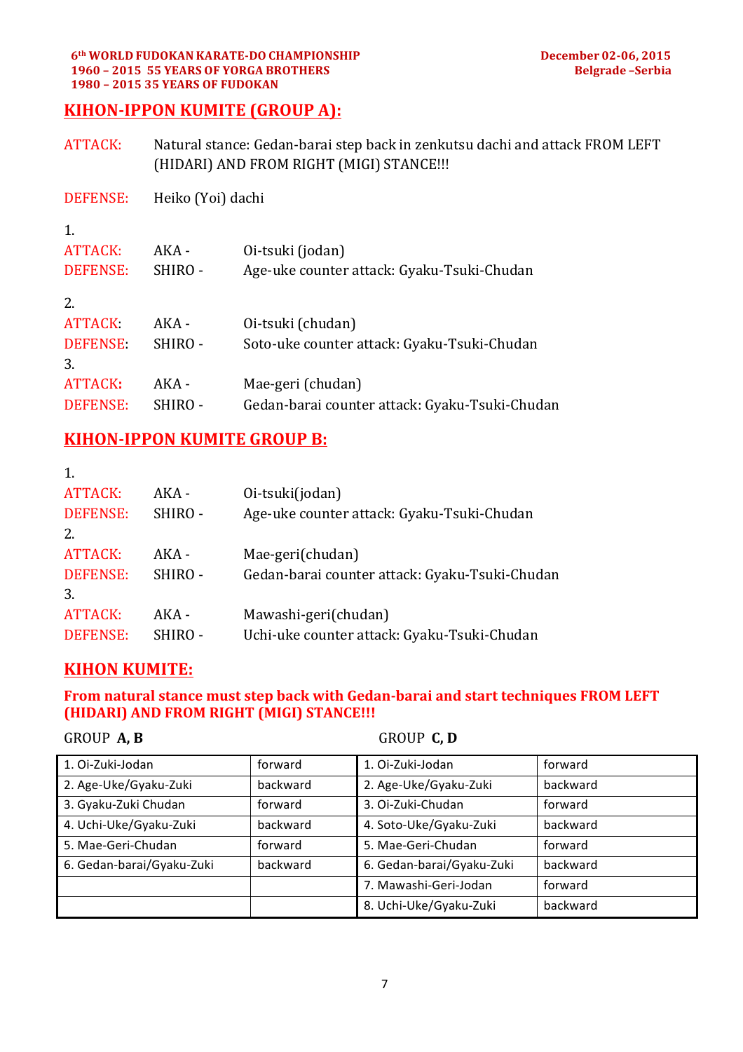## KIHON-IPPON KUMITE (GROUP A):

ATTACK: Natural stance: Gedan-barai step back in zenkutsu dachi and attack FROM LEFT (HIDARI) AND FROM RIGHT (MIGI) STANCE!!!

DEFENSE: Heiko (Yoi) dachi

1.
ATTACK: AKA - Oi-tsuki (jodan)
DEFENSE: SHIRO - Age-uke counter attack: Gyaku-Tsuki-Chudan

2.
ATTACK: AKA - Oi-tsuki (chudan)
DEFENSE: SHIRO - Soto-uke counter attack: Gyaku-Tsuki-Chudan

3.
ATTACK: AKA - Mae-geri (chudan)
DEFENSE: SHIRO - Gedan-barai counter attack: Gyaku-Tsuki-Chudan

## KIHON-IPPON KUMITE GROUP B:

1.
ATTACK: AKA - Oi-tsuki(jodan)
DEFENSE: SHIRO - Age-uke counter attack: Gyaku-Tsuki-Chudan

2.
ATTACK: AKA - Mae-geri(chudan)
DEFENSE: SHIRO - Gedan-barai counter attack: Gyaku-Tsuki-Chudan

3.
ATTACK: AKA - Mawashi-geri(chudan)
DEFENSE: SHIRO - Uchi-uke counter attack: Gyaku-Tsuki-Chudan

## KIHON KUMITE:

**From natural stance must step back with Gedan-barai and start techniques FROM LEFT (HIDARI) AND FROM RIGHT (MIGI) STANCE!!!**

| GROUP **A, B** | | GROUP **C, D** | |
|---|---|---|---|
| 1. Oi-Zuki-Jodan | forward | 1. Oi-Zuki-Jodan | forward |
| 2. Age-Uke/Gyaku-Zuki | backward | 2. Age-Uke/Gyaku-Zuki | backward |
| 3. Gyaku-Zuki Chudan | forward | 3. Oi-Zuki-Chudan | forward |
| 4. Uchi-Uke/Gyaku-Zuki | backward | 4. Soto-Uke/Gyaku-Zuki | backward |
| 5. Mae-Geri-Chudan | forward | 5. Mae-Geri-Chudan | forward |
| 6. Gedan-barai/Gyaku-Zuki | backward | 6. Gedan-barai/Gyaku-Zuki | backward |
| | | 7. Mawashi-Geri-Jodan | forward |
| | | 8. Uchi-Uke/Gyaku-Zuki | backward |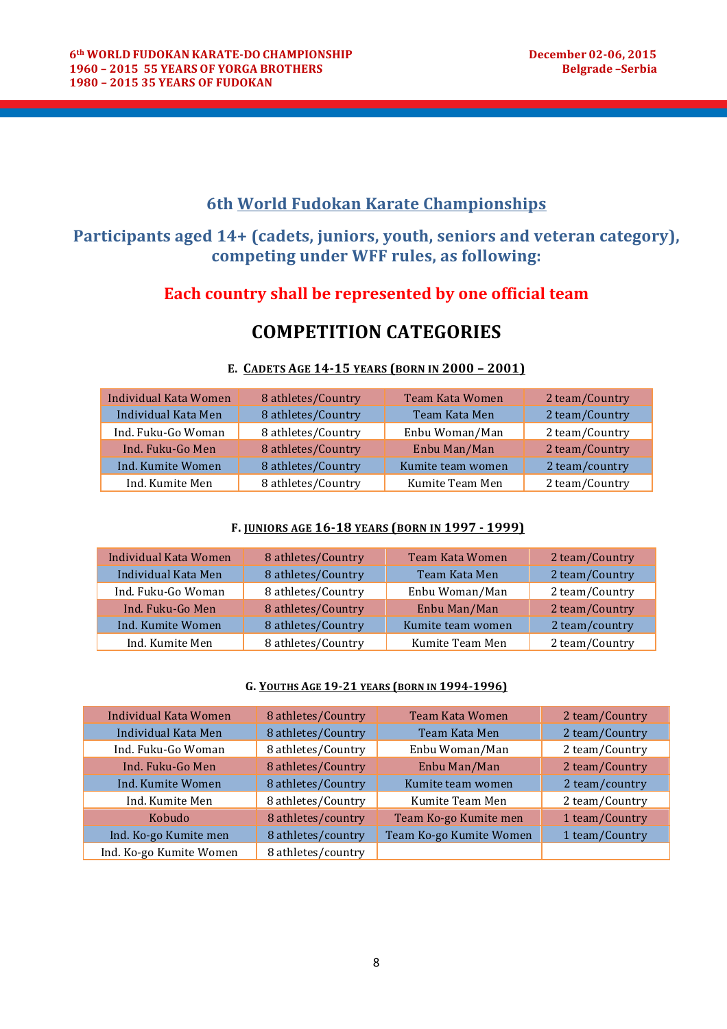## 6th World Fudokan Karate Championships

### Participants aged 14+ (cadets, juniors, youth, seniors and veteran category), competing under WFF rules, as following:

**Each country shall be represented by one official team**

## COMPETITION CATEGORIES

#### E. CADETS AGE 14-15 YEARS (BORN IN 2000 – 2001)

| Individual Kata Women | 8 athletes/Country | Team Kata Women | 2 team/Country |
|---|---|---|---|
| Individual Kata Men | 8 athletes/Country | Team Kata Men | 2 team/Country |
| Ind. Fuku-Go Woman | 8 athletes/Country | Enbu Woman/Man | 2 team/Country |
| Ind. Fuku-Go Men | 8 athletes/Country | Enbu Man/Man | 2 team/Country |
| Ind. Kumite Women | 8 athletes/Country | Kumite team women | 2 team/country |
| Ind. Kumite Men | 8 athletes/Country | Kumite Team Men | 2 team/Country |

#### F. JUNIORS AGE 16-18 YEARS (BORN IN 1997 - 1999)

| Individual Kata Women | 8 athletes/Country | Team Kata Women | 2 team/Country |
|---|---|---|---|
| Individual Kata Men | 8 athletes/Country | Team Kata Men | 2 team/Country |
| Ind. Fuku-Go Woman | 8 athletes/Country | Enbu Woman/Man | 2 team/Country |
| Ind. Fuku-Go Men | 8 athletes/Country | Enbu Man/Man | 2 team/Country |
| Ind. Kumite Women | 8 athletes/Country | Kumite team women | 2 team/country |
| Ind. Kumite Men | 8 athletes/Country | Kumite Team Men | 2 team/Country |

#### G. YOUTHS AGE 19-21 YEARS (BORN IN 1994-1996)

| Individual Kata Women | 8 athletes/Country | Team Kata Women | 2 team/Country |
|---|---|---|---|
| Individual Kata Men | 8 athletes/Country | Team Kata Men | 2 team/Country |
| Ind. Fuku-Go Woman | 8 athletes/Country | Enbu Woman/Man | 2 team/Country |
| Ind. Fuku-Go Men | 8 athletes/Country | Enbu Man/Man | 2 team/Country |
| Ind. Kumite Women | 8 athletes/Country | Kumite team women | 2 team/country |
| Ind. Kumite Men | 8 athletes/Country | Kumite Team Men | 2 team/Country |
| Kobudo | 8 athletes/country | Team Ko-go Kumite men | 1 team/Country |
| Ind. Ko-go Kumite men | 8 athletes/country | Team Ko-go Kumite Women | 1 team/Country |
| Ind. Ko-go Kumite Women | 8 athletes/country | | |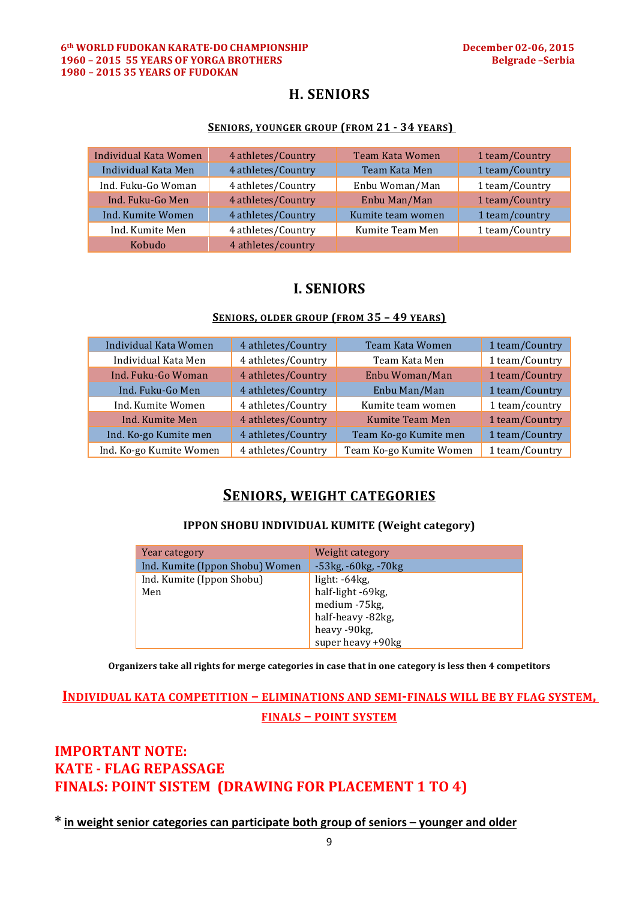## H. SENIORS

**SENIORS, YOUNGER GROUP (FROM 21 - 34 YEARS)**

| Individual Kata Women | 4 athletes/Country | Team Kata Women | 1 team/Country |
|---|---|---|---|
| Individual Kata Men | 4 athletes/Country | Team Kata Men | 1 team/Country |
| Ind. Fuku-Go Woman | 4 athletes/Country | Enbu Woman/Man | 1 team/Country |
| Ind. Fuku-Go Men | 4 athletes/Country | Enbu Man/Man | 1 team/Country |
| Ind. Kumite Women | 4 athletes/Country | Kumite team women | 1 team/country |
| Ind. Kumite Men | 4 athletes/Country | Kumite Team Men | 1 team/Country |
| Kobudo | 4 athletes/country | | |

## I. SENIORS

**SENIORS, OLDER GROUP (FROM 35 – 49 YEARS)**

| Individual Kata Women | 4 athletes/Country | Team Kata Women | 1 team/Country |
|---|---|---|---|
| Individual Kata Men | 4 athletes/Country | Team Kata Men | 1 team/Country |
| Ind. Fuku-Go Woman | 4 athletes/Country | Enbu Woman/Man | 1 team/Country |
| Ind. Fuku-Go Men | 4 athletes/Country | Enbu Man/Man | 1 team/Country |
| Ind. Kumite Women | 4 athletes/Country | Kumite team women | 1 team/country |
| Ind. Kumite Men | 4 athletes/Country | Kumite Team Men | 1 team/Country |
| Ind. Ko-go Kumite men | 4 athletes/Country | Team Ko-go Kumite men | 1 team/Country |
| Ind. Ko-go Kumite Women | 4 athletes/Country | Team Ko-go Kumite Women | 1 team/Country |

## SENIORS, WEIGHT CATEGORIES

**IPPON SHOBU INDIVIDUAL KUMITE (Weight category)**

| Year category | Weight category |
|---|---|
| Ind. Kumite (Ippon Shobu) Women | -53kg, -60kg, -70kg |
| Ind. Kumite (Ippon Shobu) Men | light: -64kg, half-light -69kg, medium -75kg, half-heavy -82kg, heavy -90kg, super heavy +90kg |

**Organizers take all rights for merge categories in case that in one category is less then 4 competitors**

**INDIVIDUAL KATA COMPETITION – ELIMINATIONS AND SEMI-FINALS WILL BE BY FLAG SYSTEM, FINALS – POINT SYSTEM**

**IMPORTANT NOTE:**
**KATE - FLAG REPASSAGE**
**FINALS: POINT SISTEM (DRAWING FOR PLACEMENT 1 TO 4)**

**\* in weight senior categories can participate both group of seniors – younger and older**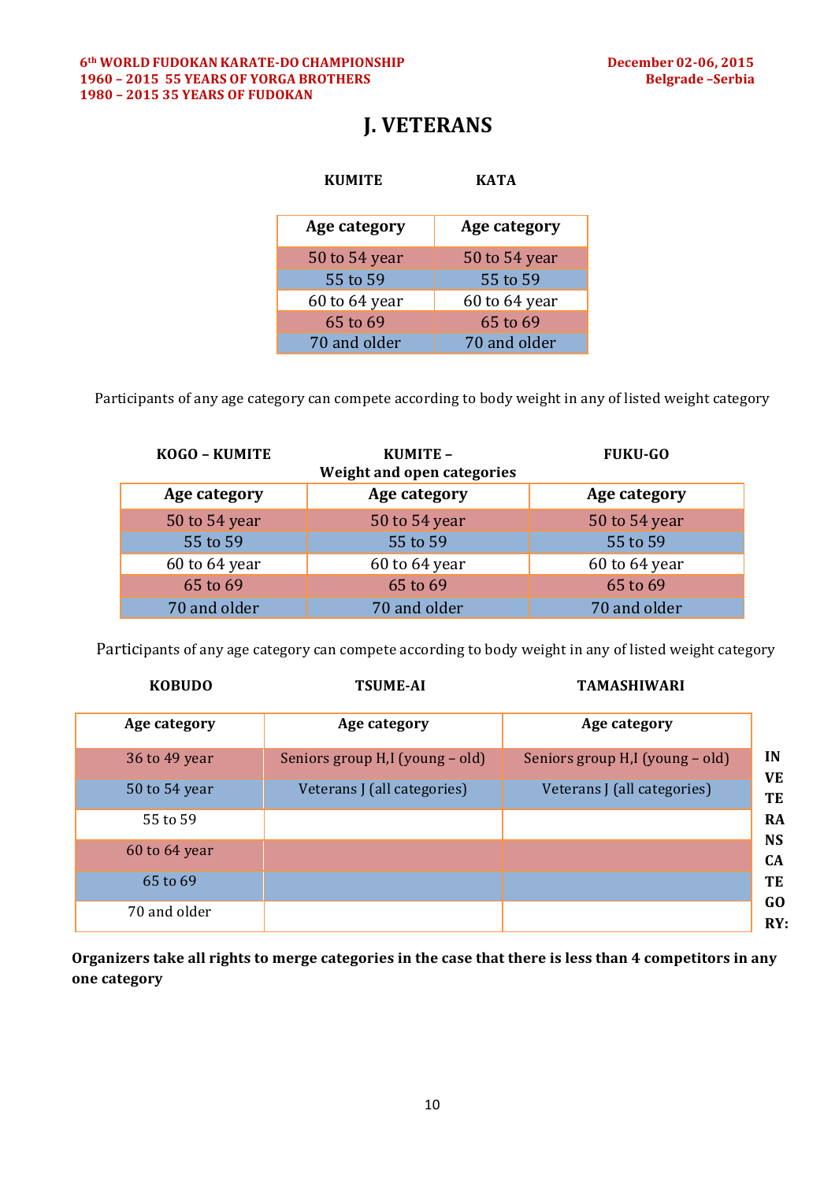# J. VETERANS

| KUMITE Age category | KATA Age category |
|---|---|
| 50 to 54 year | 50 to 54 year |
| 55 to 59 | 55 to 59 |
| 60 to 64 year | 60 to 64 year |
| 65 to 69 | 65 to 69 |
| 70 and older | 70 and older |

Participants of any age category can compete according to body weight in any of listed weight category

| KOGO – KUMITE Age category | KUMITE – Weight and open categories Age category | FUKU-GO Age category |
|---|---|---|
| 50 to 54 year | 50 to 54 year | 50 to 54 year |
| 55 to 59 | 55 to 59 | 55 to 59 |
| 60 to 64 year | 60 to 64 year | 60 to 64 year |
| 65 to 69 | 65 to 69 | 65 to 69 |
| 70 and older | 70 and older | 70 and older |

Participants of any age category can compete according to body weight in any of listed weight category

| KOBUDO Age category | TSUME-AI Age category | TAMASHIWARI Age category |
|---|---|---|
| 36 to 49 year | Seniors group H,I (young – old) | Seniors group H,I (young – old) |
| 50 to 54 year | Veterans J (all categories) | Veterans J (all categories) |
| 55 to 59 | | |
| 60 to 64 year | | |
| 65 to 69 | | |
| 70 and older | | |

**INVETERANS CATEGORY:**

**Organizers take all rights to merge categories in the case that there is less than 4 competitors in any one category**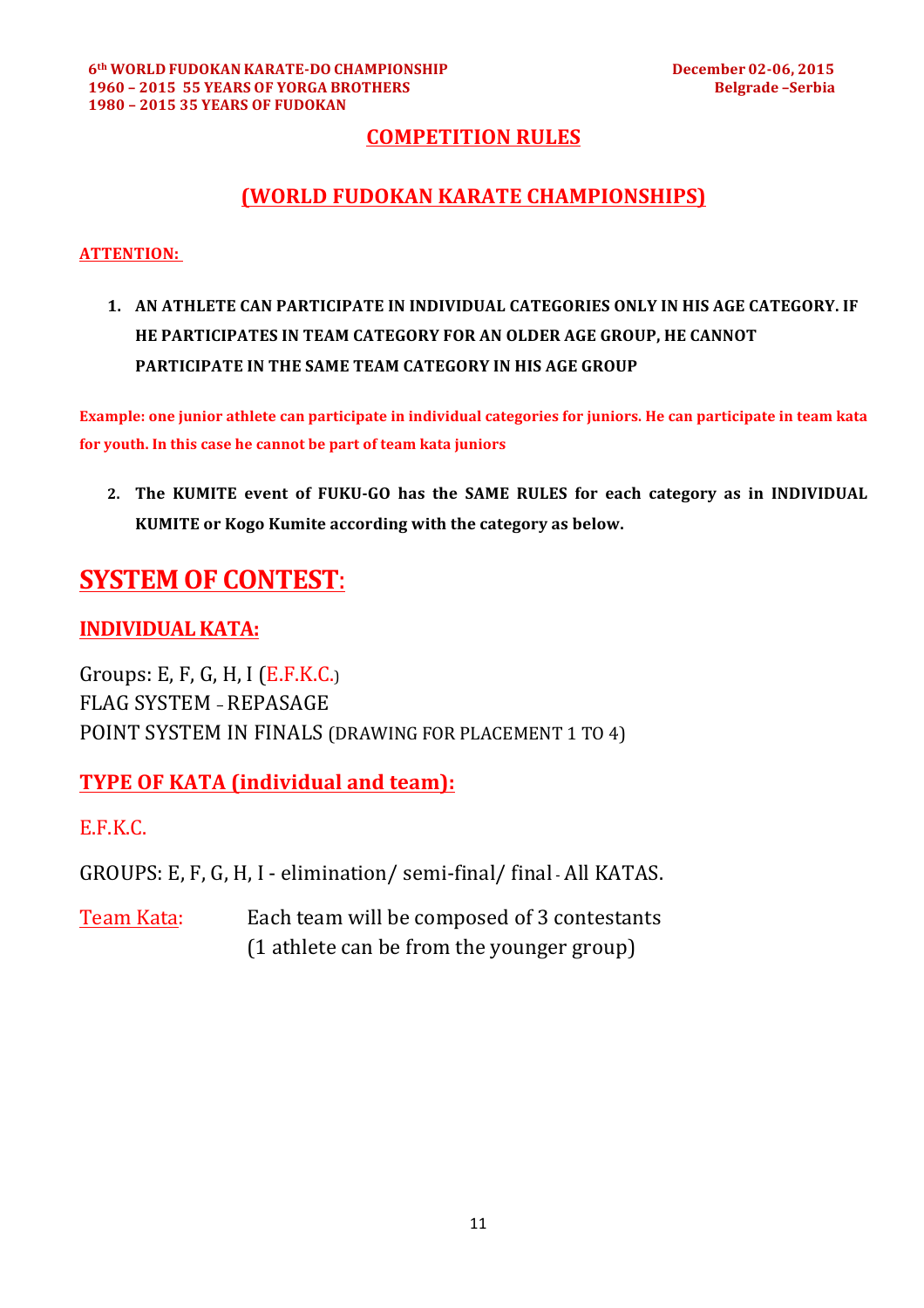# COMPETITION RULES

# (WORLD FUDOKAN KARATE CHAMPIONSHIPS)

**ATTENTION:**

1. **AN ATHLETE CAN PARTICIPATE IN INDIVIDUAL CATEGORIES ONLY IN HIS AGE CATEGORY. IF HE PARTICIPATES IN TEAM CATEGORY FOR AN OLDER AGE GROUP, HE CANNOT PARTICIPATE IN THE SAME TEAM CATEGORY IN HIS AGE GROUP**

**Example: one junior athlete can participate in individual categories for juniors. He can participate in team kata for youth. In this case he cannot be part of team kata juniors**

2. **The KUMITE event of FUKU-GO has the SAME RULES for each category as in INDIVIDUAL KUMITE or Kogo Kumite according with the category as below.**

# SYSTEM OF CONTEST:

## INDIVIDUAL KATA:

Groups: E, F, G, H, I (E.F.K.C.)
FLAG SYSTEM – REPASAGE
POINT SYSTEM IN FINALS (DRAWING FOR PLACEMENT 1 TO 4)

## TYPE OF KATA (individual and team):

E.F.K.C.

GROUPS: E, F, G, H, I - elimination/ semi-final/ final - All KATAS.

Team Kata: Each team will be composed of 3 contestants (1 athlete can be from the younger group)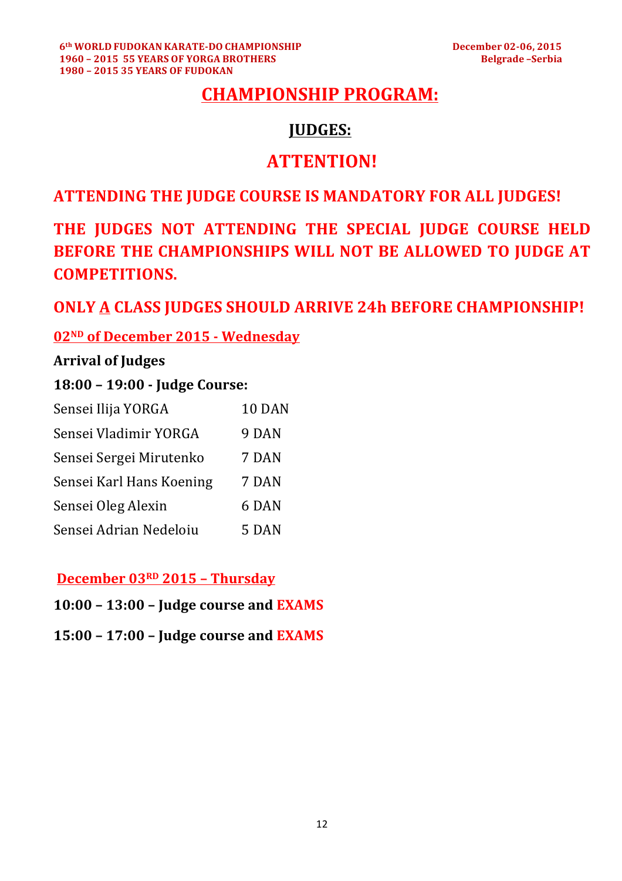# CHAMPIONSHIP PROGRAM:

## JUDGES:

## ATTENTION!

**ATTENDING THE JUDGE COURSE IS MANDATORY FOR ALL JUDGES!**

**THE JUDGES NOT ATTENDING THE SPECIAL JUDGE COURSE HELD BEFORE THE CHAMPIONSHIPS WILL NOT BE ALLOWED TO JUDGE AT COMPETITIONS.**

**ONLY A CLASS JUDGES SHOULD ARRIVE 24h BEFORE CHAMPIONSHIP!**

### 02ND of December 2015 - Wednesday

**Arrival of Judges**

**18:00 – 19:00 - Judge Course:**

| | |
|---|---|
| Sensei Ilija YORGA | 10 DAN |
| Sensei Vladimir YORGA | 9 DAN |
| Sensei Sergei Mirutenko | 7 DAN |
| Sensei Karl Hans Koening | 7 DAN |
| Sensei Oleg Alexin | 6 DAN |
| Sensei Adrian Nedeloiu | 5 DAN |

### December 03RD 2015 – Thursday

**10:00 – 13:00 – Judge course and EXAMS**

**15:00 – 17:00 – Judge course and EXAMS**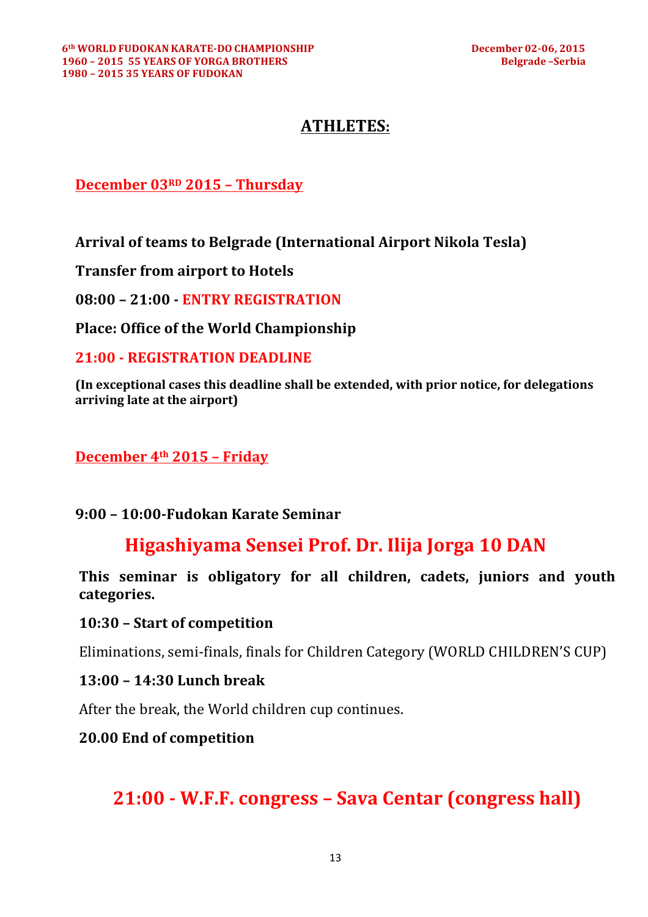# ATHLETES:

## December 03RD 2015 – Thursday

**Arrival of teams to Belgrade (International Airport Nikola Tesla)**

**Transfer from airport to Hotels**

**08:00 – 21:00 - ENTRY REGISTRATION**

**Place: Office of the World Championship**

**21:00 - REGISTRATION DEADLINE**

**(In exceptional cases this deadline shall be extended, with prior notice, for delegations arriving late at the airport)**

## December 4th 2015 – Friday

**9:00 – 10:00-Fudokan Karate Seminar**

## Higashiyama Sensei Prof. Dr. Ilija Jorga 10 DAN

**This seminar is obligatory for all children, cadets, juniors and youth categories.**

**10:30 – Start of competition**

Eliminations, semi-finals, finals for Children Category (WORLD CHILDREN'S CUP)

**13:00 – 14:30 Lunch break**

After the break, the World children cup continues.

**20.00 End of competition**

## 21:00 - W.F.F. congress – Sava Centar (congress hall)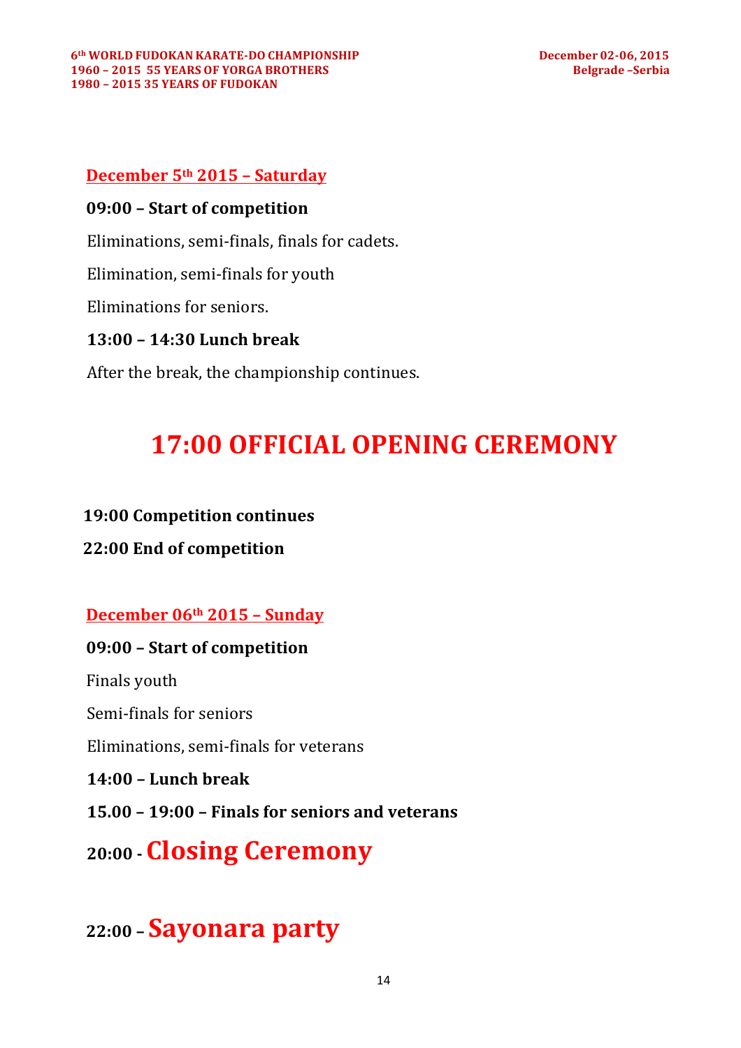**December 5th 2015 – Saturday**

**09:00 – Start of competition**

Eliminations, semi-finals, finals for cadets.

Elimination, semi-finals for youth

Eliminations for seniors.

**13:00 – 14:30 Lunch break**

After the break, the championship continues.

# 17:00 OFFICIAL OPENING CEREMONY

**19:00 Competition continues**

**22:00 End of competition**

**December 06th 2015 – Sunday**

**09:00 – Start of competition**

Finals youth

Semi-finals for seniors

Eliminations, semi-finals for veterans

**14:00 – Lunch break**

**15.00 – 19:00 – Finals for seniors and veterans**

## 20:00 - Closing Ceremony

## 22:00 – Sayonara party